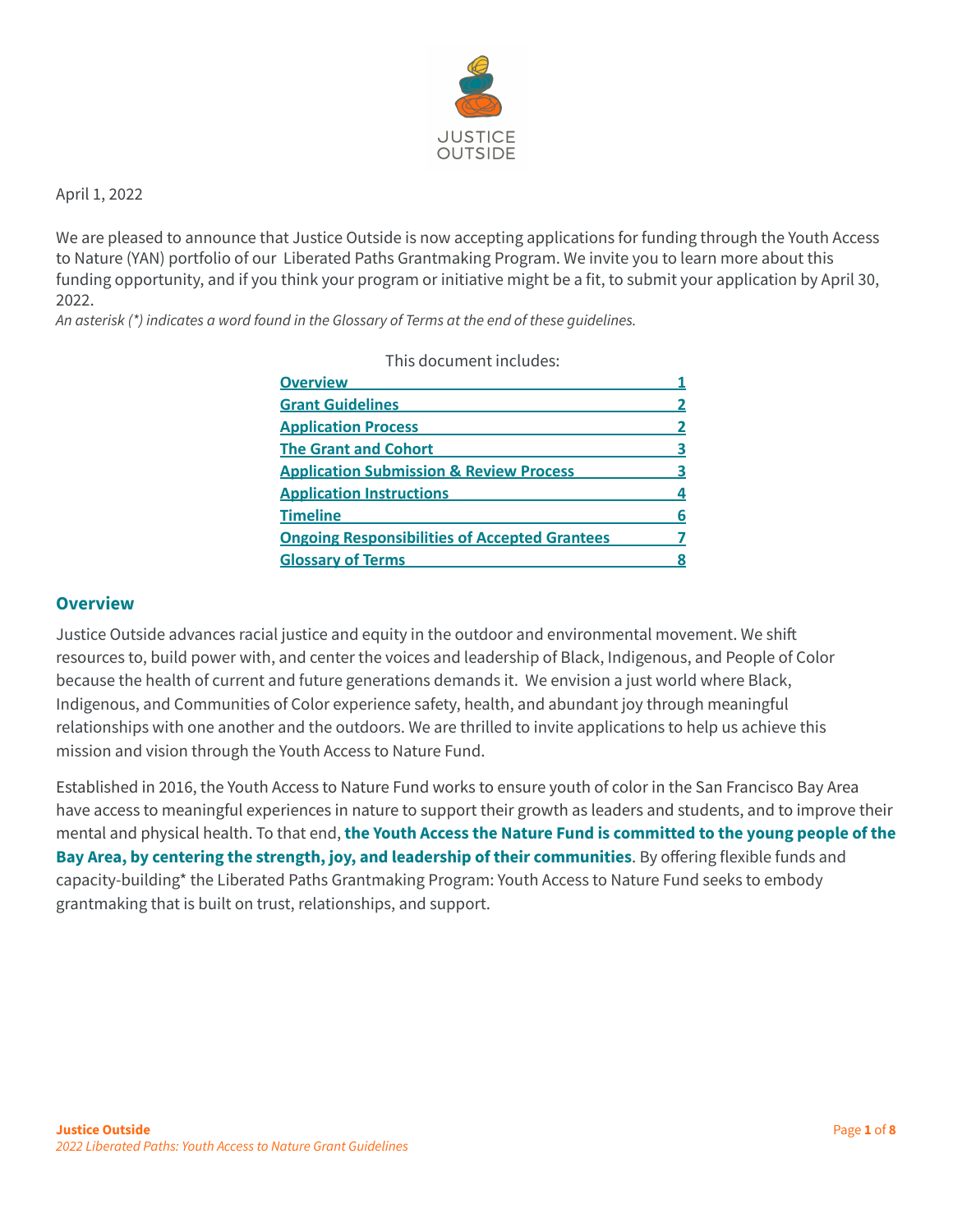JUSTICE OUTSIDE

April 1, 2022

We are pleased to announce that Justice Outside is now accepting applications for funding through the Youth Access to Nature (YAN) portfolio of our Liberated Paths Grantmaking Program. We invite you to learn more about this funding opportunity, and if you think your program or initiative might be a fit, to submit your application by April 30, 2022.

*An asterisk (*) indicates a word found in the Glossary of Terms at the end of these guidelines.*

This document includes:

| | |
|---|---|
| Overview | 1 |
| Grant Guidelines | 2 |
| Application Process | 2 |
| The Grant and Cohort | 3 |
| Application Submission & Review Process | 3 |
| Application Instructions | 4 |
| Timeline | 6 |
| Ongoing Responsibilities of Accepted Grantees | 7 |
| Glossary of Terms | 8 |

## Overview

Justice Outside advances racial justice and equity in the outdoor and environmental movement. We shift resources to, build power with, and center the voices and leadership of Black, Indigenous, and People of Color because the health of current and future generations demands it. We envision a just world where Black, Indigenous, and Communities of Color experience safety, health, and abundant joy through meaningful relationships with one another and the outdoors. We are thrilled to invite applications to help us achieve this mission and vision through the Youth Access to Nature Fund.

Established in 2016, the Youth Access to Nature Fund works to ensure youth of color in the San Francisco Bay Area have access to meaningful experiences in nature to support their growth as leaders and students, and to improve their mental and physical health. To that end, **the Youth Access the Nature Fund is committed to the young people of the Bay Area, by centering the strength, joy, and leadership of their communities**. By offering flexible funds and capacity-building* the Liberated Paths Grantmaking Program: Youth Access to Nature Fund seeks to embody grantmaking that is built on trust, relationships, and support.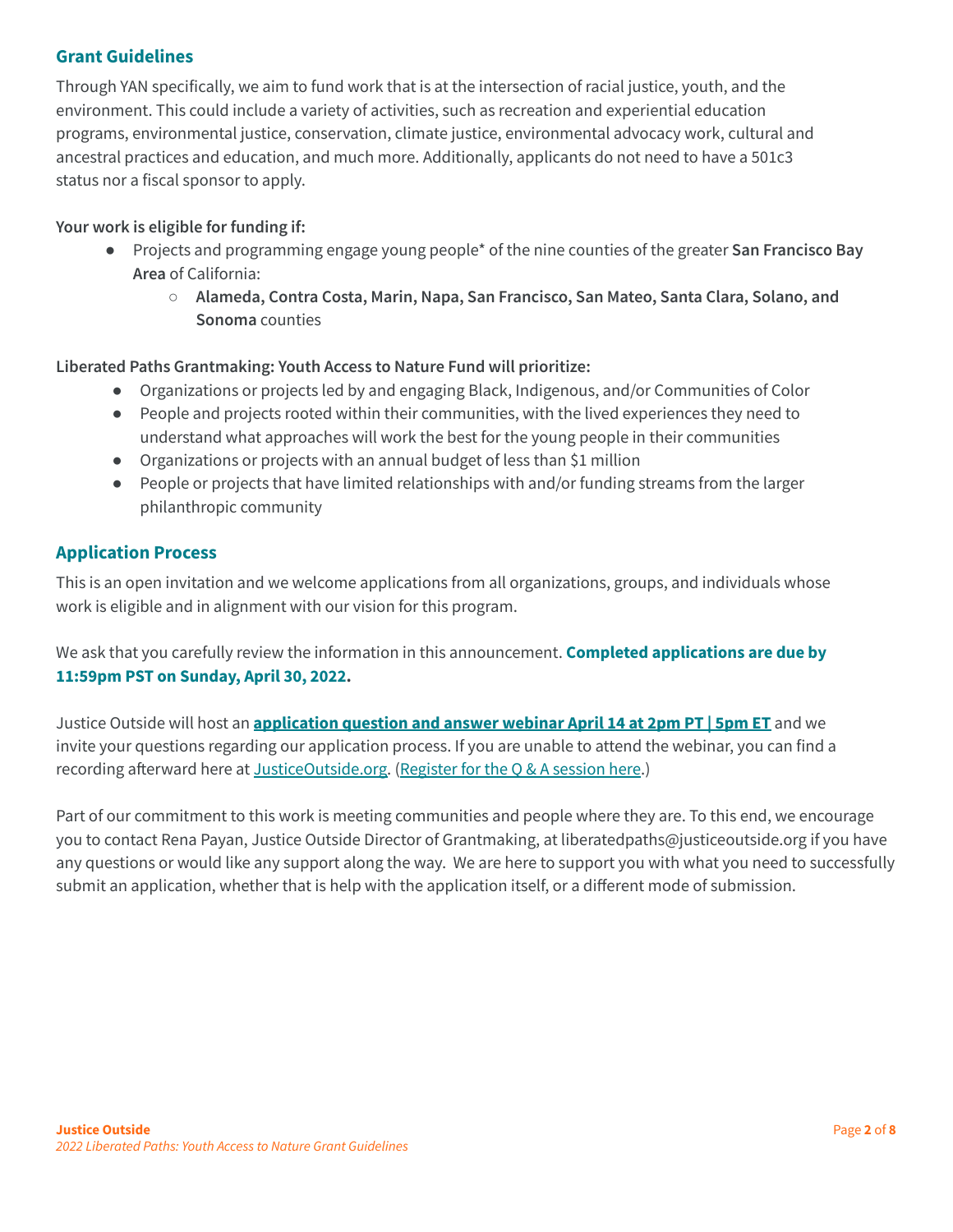## Grant Guidelines

Through YAN specifically, we aim to fund work that is at the intersection of racial justice, youth, and the environment. This could include a variety of activities, such as recreation and experiential education programs, environmental justice, conservation, climate justice, environmental advocacy work, cultural and ancestral practices and education, and much more. Additionally, applicants do not need to have a 501c3 status nor a fiscal sponsor to apply.

**Your work is eligible for funding if:**

- Projects and programming engage young people* of the nine counties of the greater **San Francisco Bay Area** of California:
    - **Alameda, Contra Costa, Marin, Napa, San Francisco, San Mateo, Santa Clara, Solano, and Sonoma** counties

**Liberated Paths Grantmaking: Youth Access to Nature Fund will prioritize:**

- Organizations or projects led by and engaging Black, Indigenous, and/or Communities of Color
- People and projects rooted within their communities, with the lived experiences they need to understand what approaches will work the best for the young people in their communities
- Organizations or projects with an annual budget of less than $1 million
- People or projects that have limited relationships with and/or funding streams from the larger philanthropic community

## Application Process

This is an open invitation and we welcome applications from all organizations, groups, and individuals whose work is eligible and in alignment with our vision for this program.

We ask that you carefully review the information in this announcement. **Completed applications are due by 11:59pm PST on Sunday, April 30, 2022.**

Justice Outside will host an **[application question and answer webinar April 14 at 2pm PT | 5pm ET]()** and we invite your questions regarding our application process. If you are unable to attend the webinar, you can find a recording afterward here at [JusticeOutside.org](). ([Register for the Q & A session here]().)

Part of our commitment to this work is meeting communities and people where they are. To this end, we encourage you to contact Rena Payan, Justice Outside Director of Grantmaking, at liberatedpaths@justiceoutside.org if you have any questions or would like any support along the way. We are here to support you with what you need to successfully submit an application, whether that is help with the application itself, or a different mode of submission.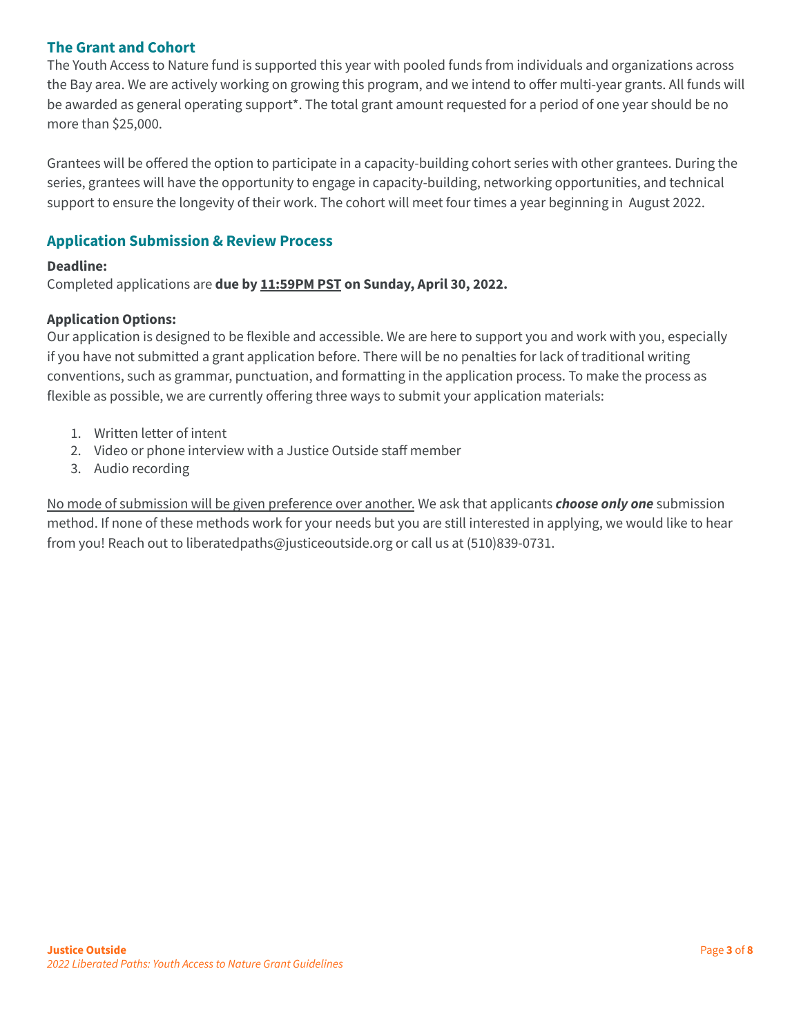## The Grant and Cohort

The Youth Access to Nature fund is supported this year with pooled funds from individuals and organizations across the Bay area. We are actively working on growing this program, and we intend to offer multi-year grants. All funds will be awarded as general operating support*. The total grant amount requested for a period of one year should be no more than $25,000.

Grantees will be offered the option to participate in a capacity-building cohort series with other grantees. During the series, grantees will have the opportunity to engage in capacity-building, networking opportunities, and technical support to ensure the longevity of their work. The cohort will meet four times a year beginning in August 2022.

## Application Submission & Review Process

**Deadline:**
Completed applications are **due by <u>11:59PM PST</u> on Sunday, April 30, 2022.**

**Application Options:**
Our application is designed to be flexible and accessible. We are here to support you and work with you, especially if you have not submitted a grant application before. There will be no penalties for lack of traditional writing conventions, such as grammar, punctuation, and formatting in the application process. To make the process as flexible as possible, we are currently offering three ways to submit your application materials:

1. Written letter of intent
2. Video or phone interview with a Justice Outside staff member
3. Audio recording

<u>No mode of submission will be given preference over another.</u> We ask that applicants ***choose only one*** submission method. If none of these methods work for your needs but you are still interested in applying, we would like to hear from you! Reach out to liberatedpaths@justiceoutside.org or call us at (510)839-0731.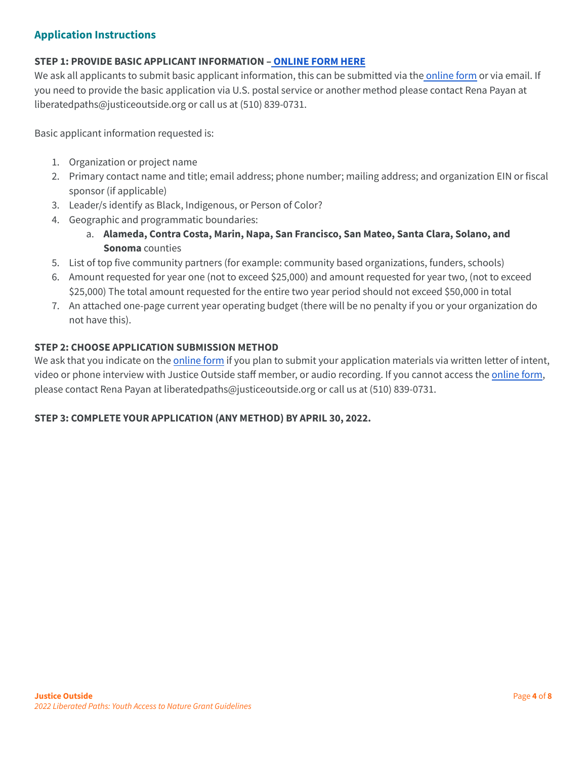## Application Instructions

**STEP 1: PROVIDE BASIC APPLICANT INFORMATION – ONLINE FORM HERE**

We ask all applicants to submit basic applicant information, this can be submitted via the online form or via email. If you need to provide the basic application via U.S. postal service or another method please contact Rena Payan at liberatedpaths@justiceoutside.org or call us at (510) 839-0731.

Basic applicant information requested is:

1. Organization or project name
2. Primary contact name and title; email address; phone number; mailing address; and organization EIN or fiscal sponsor (if applicable)
3. Leader/s identify as Black, Indigenous, or Person of Color?
4. Geographic and programmatic boundaries:
   a. **Alameda, Contra Costa, Marin, Napa, San Francisco, San Mateo, Santa Clara, Solano, and Sonoma** counties
5. List of top five community partners (for example: community based organizations, funders, schools)
6. Amount requested for year one (not to exceed $25,000) and amount requested for year two, (not to exceed $25,000) The total amount requested for the entire two year period should not exceed $50,000 in total
7. An attached one-page current year operating budget (there will be no penalty if you or your organization do not have this).

**STEP 2: CHOOSE APPLICATION SUBMISSION METHOD**

We ask that you indicate on the online form if you plan to submit your application materials via written letter of intent, video or phone interview with Justice Outside staff member, or audio recording. If you cannot access the online form, please contact Rena Payan at liberatedpaths@justiceoutside.org or call us at (510) 839-0731.

**STEP 3: COMPLETE YOUR APPLICATION (ANY METHOD) BY APRIL 30, 2022.**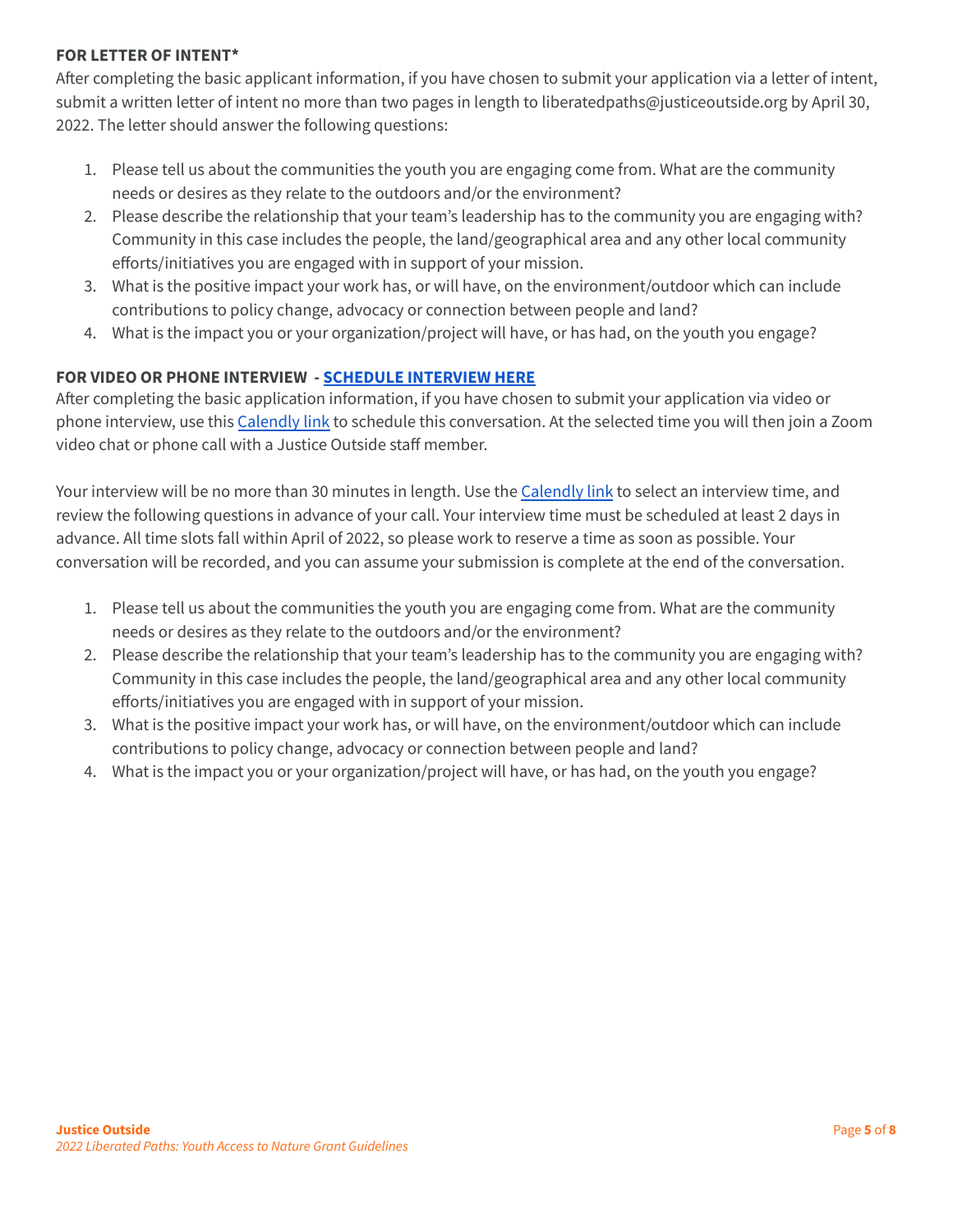**FOR LETTER OF INTENT***

After completing the basic applicant information, if you have chosen to submit your application via a letter of intent, submit a written letter of intent no more than two pages in length to liberatedpaths@justiceoutside.org by April 30, 2022. The letter should answer the following questions:

1. Please tell us about the communities the youth you are engaging come from. What are the community needs or desires as they relate to the outdoors and/or the environment?
2. Please describe the relationship that your team's leadership has to the community you are engaging with? Community in this case includes the people, the land/geographical area and any other local community efforts/initiatives you are engaged with in support of your mission.
3. What is the positive impact your work has, or will have, on the environment/outdoor which can include contributions to policy change, advocacy or connection between people and land?
4. What is the impact you or your organization/project will have, or has had, on the youth you engage?

**FOR VIDEO OR PHONE INTERVIEW - SCHEDULE INTERVIEW HERE**

After completing the basic application information, if you have chosen to submit your application via video or phone interview, use this Calendly link to schedule this conversation. At the selected time you will then join a Zoom video chat or phone call with a Justice Outside staff member.

Your interview will be no more than 30 minutes in length. Use the Calendly link to select an interview time, and review the following questions in advance of your call. Your interview time must be scheduled at least 2 days in advance. All time slots fall within April of 2022, so please work to reserve a time as soon as possible. Your conversation will be recorded, and you can assume your submission is complete at the end of the conversation.

1. Please tell us about the communities the youth you are engaging come from. What are the community needs or desires as they relate to the outdoors and/or the environment?
2. Please describe the relationship that your team's leadership has to the community you are engaging with? Community in this case includes the people, the land/geographical area and any other local community efforts/initiatives you are engaged with in support of your mission.
3. What is the positive impact your work has, or will have, on the environment/outdoor which can include contributions to policy change, advocacy or connection between people and land?
4. What is the impact you or your organization/project will have, or has had, on the youth you engage?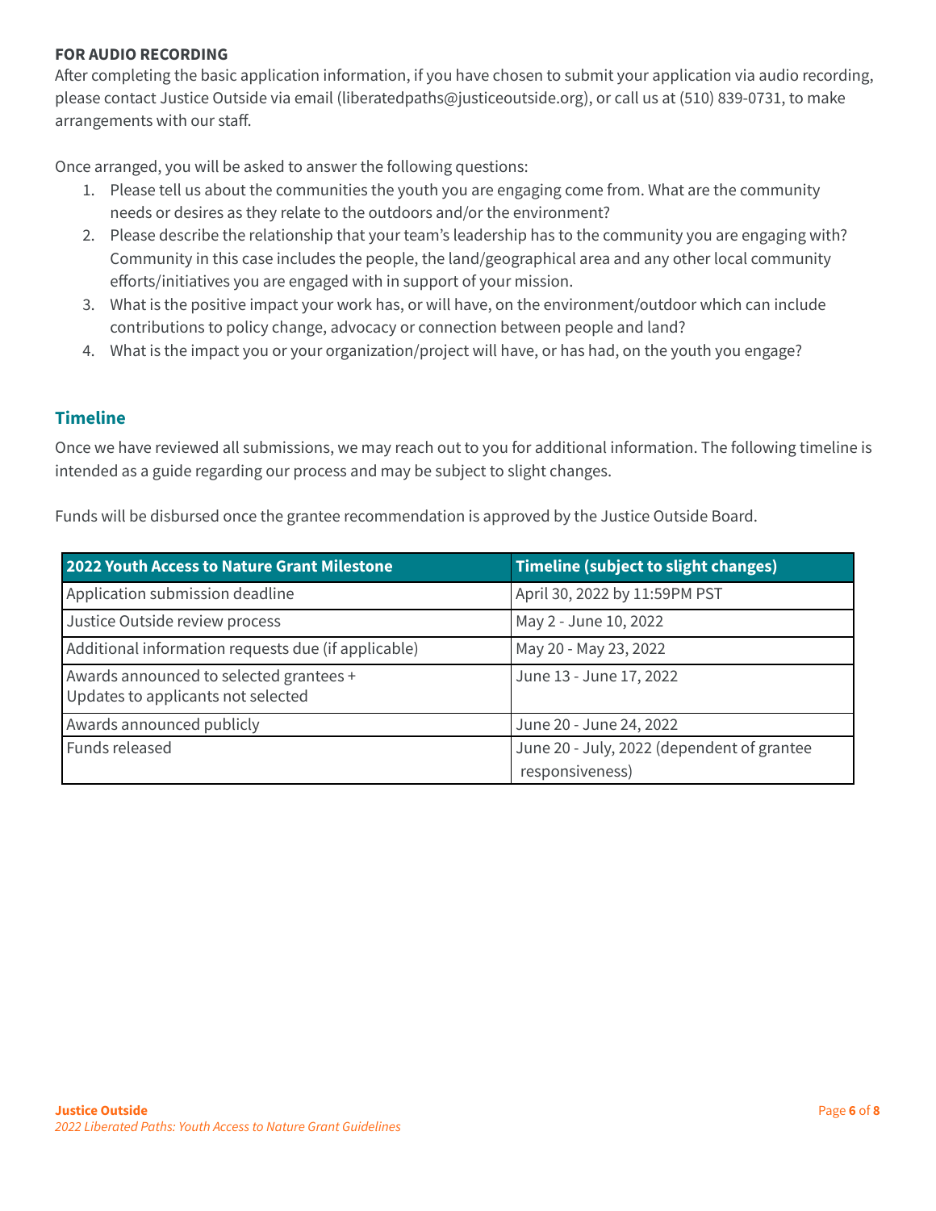**FOR AUDIO RECORDING**

After completing the basic application information, if you have chosen to submit your application via audio recording, please contact Justice Outside via email (liberatedpaths@justiceoutside.org), or call us at (510) 839-0731, to make arrangements with our staff.

Once arranged, you will be asked to answer the following questions:

1. Please tell us about the communities the youth you are engaging come from. What are the community needs or desires as they relate to the outdoors and/or the environment?
2. Please describe the relationship that your team's leadership has to the community you are engaging with? Community in this case includes the people, the land/geographical area and any other local community efforts/initiatives you are engaged with in support of your mission.
3. What is the positive impact your work has, or will have, on the environment/outdoor which can include contributions to policy change, advocacy or connection between people and land?
4. What is the impact you or your organization/project will have, or has had, on the youth you engage?

## Timeline

Once we have reviewed all submissions, we may reach out to you for additional information. The following timeline is intended as a guide regarding our process and may be subject to slight changes.

Funds will be disbursed once the grantee recommendation is approved by the Justice Outside Board.

| 2022 Youth Access to Nature Grant Milestone | Timeline (subject to slight changes) |
|---|---|
| Application submission deadline | April 30, 2022 by 11:59PM PST |
| Justice Outside review process | May 2 - June 10, 2022 |
| Additional information requests due (if applicable) | May 20 - May 23, 2022 |
| Awards announced to selected grantees + Updates to applicants not selected | June 13 - June 17, 2022 |
| Awards announced publicly | June 20 - June 24, 2022 |
| Funds released | June 20 - July, 2022 (dependent of grantee responsiveness) |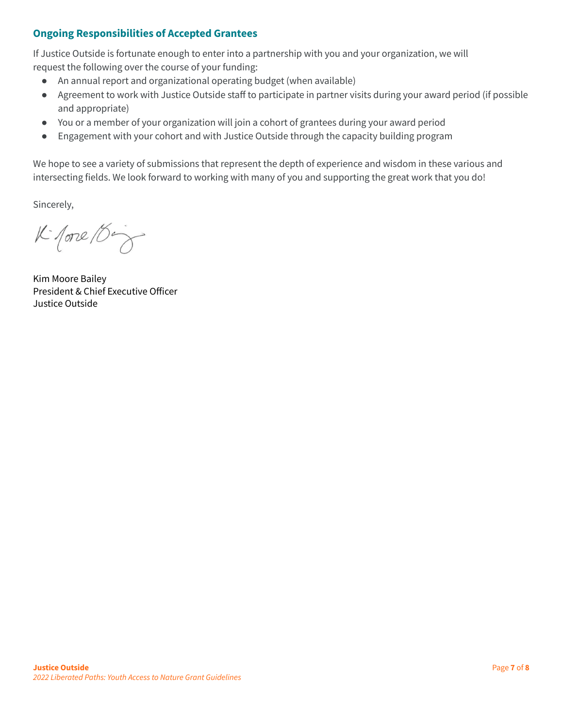### Ongoing Responsibilities of Accepted Grantees

If Justice Outside is fortunate enough to enter into a partnership with you and your organization, we will request the following over the course of your funding:

- An annual report and organizational operating budget (when available)
- Agreement to work with Justice Outside staff to participate in partner visits during your award period (if possible and appropriate)
- You or a member of your organization will join a cohort of grantees during your award period
- Engagement with your cohort and with Justice Outside through the capacity building program

We hope to see a variety of submissions that represent the depth of experience and wisdom in these various and intersecting fields. We look forward to working with many of you and supporting the great work that you do!

Sincerely,

Kim Moore Bailey
President & Chief Executive Officer
Justice Outside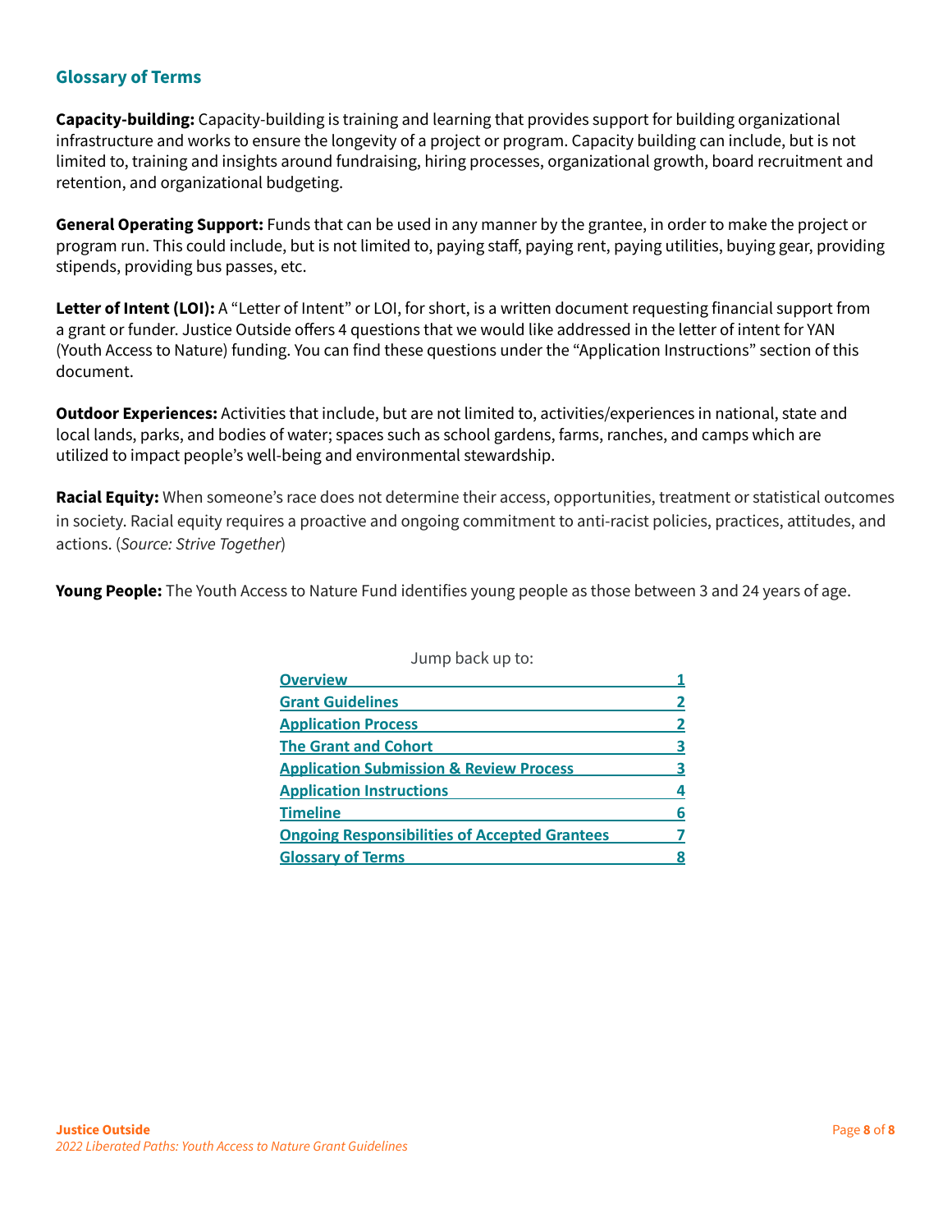## Glossary of Terms

**Capacity-building:** Capacity-building is training and learning that provides support for building organizational infrastructure and works to ensure the longevity of a project or program. Capacity building can include, but is not limited to, training and insights around fundraising, hiring processes, organizational growth, board recruitment and retention, and organizational budgeting.

**General Operating Support:** Funds that can be used in any manner by the grantee, in order to make the project or program run. This could include, but is not limited to, paying staff, paying rent, paying utilities, buying gear, providing stipends, providing bus passes, etc.

**Letter of Intent (LOI):** A "Letter of Intent" or LOI, for short, is a written document requesting financial support from a grant or funder. Justice Outside offers 4 questions that we would like addressed in the letter of intent for YAN (Youth Access to Nature) funding. You can find these questions under the "Application Instructions" section of this document.

**Outdoor Experiences:** Activities that include, but are not limited to, activities/experiences in national, state and local lands, parks, and bodies of water; spaces such as school gardens, farms, ranches, and camps which are utilized to impact people's well-being and environmental stewardship.

**Racial Equity:** When someone's race does not determine their access, opportunities, treatment or statistical outcomes in society. Racial equity requires a proactive and ongoing commitment to anti-racist policies, practices, attitudes, and actions. (*Source: Strive Together*)

**Young People:** The Youth Access to Nature Fund identifies young people as those between 3 and 24 years of age.

Jump back up to:

| | |
|---|---|
| Overview | 1 |
| Grant Guidelines | 2 |
| Application Process | 2 |
| The Grant and Cohort | 3 |
| Application Submission & Review Process | 3 |
| Application Instructions | 4 |
| Timeline | 6 |
| Ongoing Responsibilities of Accepted Grantees | 7 |
| Glossary of Terms | 8 |